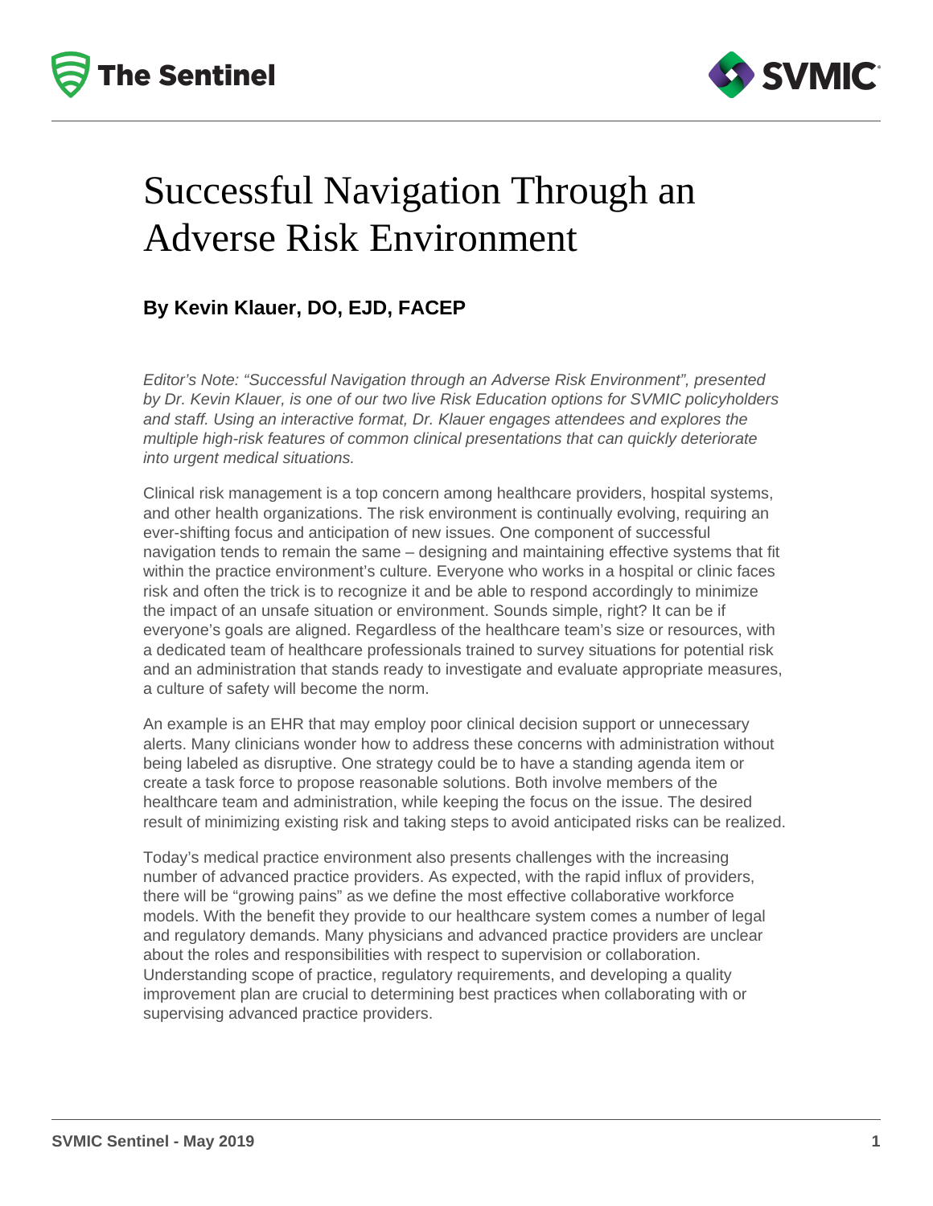# Successful Navigation Through an Adverse Risk Environment

**By Kevin Klauer, DO, EJD, FACEP**

*Editor's Note: "Successful Navigation through an Adverse Risk Environment", presented by Dr. Kevin Klauer, is one of our two live Risk Education options for SVMIC policyholders and staff. Using an interactive format, Dr. Klauer engages attendees and explores the multiple high-risk features of common clinical presentations that can quickly deteriorate into urgent medical situations.*

Clinical risk management is a top concern among healthcare providers, hospital systems, and other health organizations. The risk environment is continually evolving, requiring an ever-shifting focus and anticipation of new issues. One component of successful navigation tends to remain the same – designing and maintaining effective systems that fit within the practice environment's culture. Everyone who works in a hospital or clinic faces risk and often the trick is to recognize it and be able to respond accordingly to minimize the impact of an unsafe situation or environment. Sounds simple, right? It can be if everyone's goals are aligned. Regardless of the healthcare team's size or resources, with a dedicated team of healthcare professionals trained to survey situations for potential risk and an administration that stands ready to investigate and evaluate appropriate measures, a culture of safety will become the norm.

An example is an EHR that may employ poor clinical decision support or unnecessary alerts. Many clinicians wonder how to address these concerns with administration without being labeled as disruptive. One strategy could be to have a standing agenda item or create a task force to propose reasonable solutions. Both involve members of the healthcare team and administration, while keeping the focus on the issue. The desired result of minimizing existing risk and taking steps to avoid anticipated risks can be realized.

Today's medical practice environment also presents challenges with the increasing number of advanced practice providers. As expected, with the rapid influx of providers, there will be "growing pains" as we define the most effective collaborative workforce models. With the benefit they provide to our healthcare system comes a number of legal and regulatory demands. Many physicians and advanced practice providers are unclear about the roles and responsibilities with respect to supervision or collaboration. Understanding scope of practice, regulatory requirements, and developing a quality improvement plan are crucial to determining best practices when collaborating with or supervising advanced practice providers.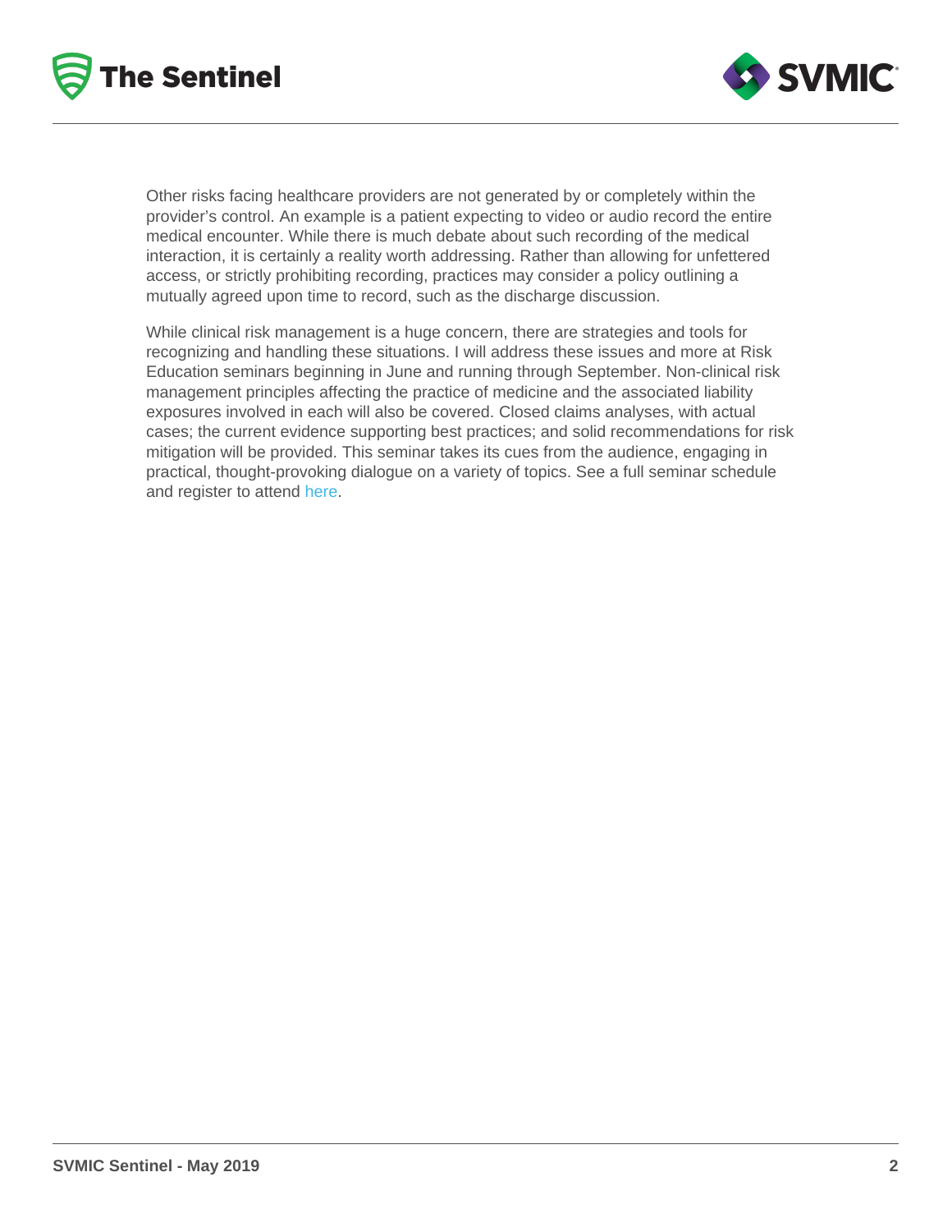Other risks facing healthcare providers are not generated by or completely within the provider's control. An example is a patient expecting to video or audio record the entire medical encounter. While there is much debate about such recording of the medical interaction, it is certainly a reality worth addressing. Rather than allowing for unfettered access, or strictly prohibiting recording, practices may consider a policy outlining a mutually agreed upon time to record, such as the discharge discussion.

While clinical risk management is a huge concern, there are strategies and tools for recognizing and handling these situations. I will address these issues and more at Risk Education seminars beginning in June and running through September. Non-clinical risk management principles affecting the practice of medicine and the associated liability exposures involved in each will also be covered. Closed claims analyses, with actual cases; the current evidence supporting best practices; and solid recommendations for risk mitigation will be provided. This seminar takes its cues from the audience, engaging in practical, thought-provoking dialogue on a variety of topics. See a full seminar schedule and register to attend here.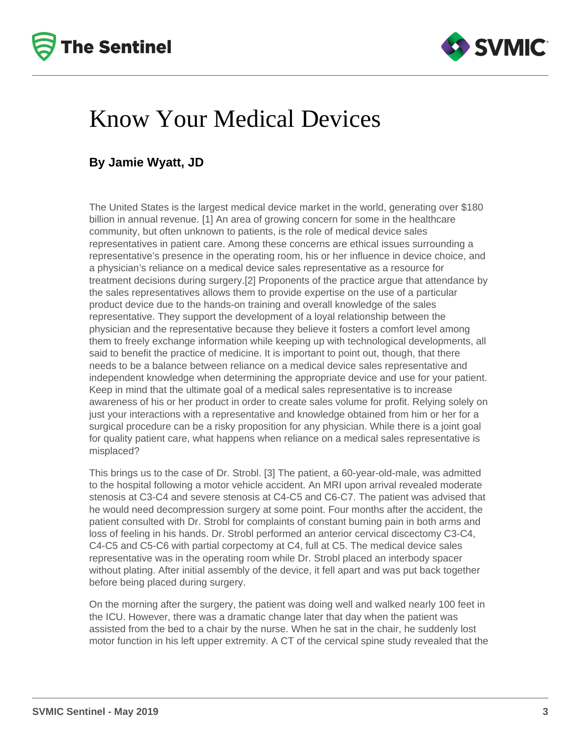# Know Your Medical Devices

**By Jamie Wyatt, JD**

The United States is the largest medical device market in the world, generating over $180 billion in annual revenue. [1] An area of growing concern for some in the healthcare community, but often unknown to patients, is the role of medical device sales representatives in patient care. Among these concerns are ethical issues surrounding a representative's presence in the operating room, his or her influence in device choice, and a physician's reliance on a medical device sales representative as a resource for treatment decisions during surgery.[2] Proponents of the practice argue that attendance by the sales representatives allows them to provide expertise on the use of a particular product device due to the hands-on training and overall knowledge of the sales representative. They support the development of a loyal relationship between the physician and the representative because they believe it fosters a comfort level among them to freely exchange information while keeping up with technological developments, all said to benefit the practice of medicine. It is important to point out, though, that there needs to be a balance between reliance on a medical device sales representative and independent knowledge when determining the appropriate device and use for your patient. Keep in mind that the ultimate goal of a medical sales representative is to increase awareness of his or her product in order to create sales volume for profit. Relying solely on just your interactions with a representative and knowledge obtained from him or her for a surgical procedure can be a risky proposition for any physician. While there is a joint goal for quality patient care, what happens when reliance on a medical sales representative is misplaced?

This brings us to the case of Dr. Strobl. [3] The patient, a 60-year-old-male, was admitted to the hospital following a motor vehicle accident. An MRI upon arrival revealed moderate stenosis at C3-C4 and severe stenosis at C4-C5 and C6-C7. The patient was advised that he would need decompression surgery at some point. Four months after the accident, the patient consulted with Dr. Strobl for complaints of constant burning pain in both arms and loss of feeling in his hands. Dr. Strobl performed an anterior cervical discectomy C3-C4, C4-C5 and C5-C6 with partial corpectomy at C4, full at C5. The medical device sales representative was in the operating room while Dr. Strobl placed an interbody spacer without plating. After initial assembly of the device, it fell apart and was put back together before being placed during surgery.

On the morning after the surgery, the patient was doing well and walked nearly 100 feet in the ICU. However, there was a dramatic change later that day when the patient was assisted from the bed to a chair by the nurse. When he sat in the chair, he suddenly lost motor function in his left upper extremity. A CT of the cervical spine study revealed that the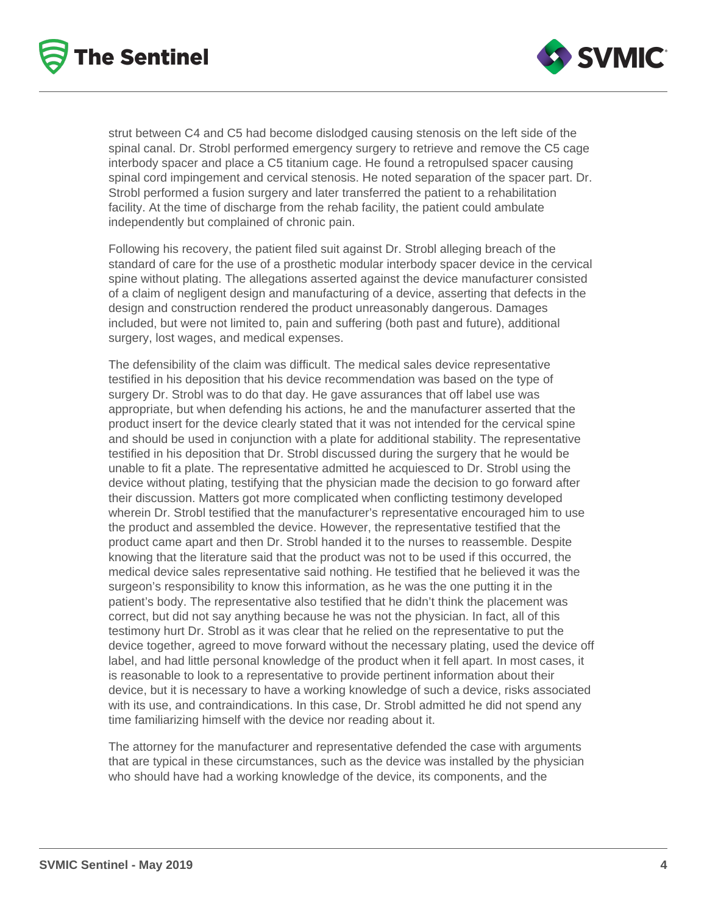strut between C4 and C5 had become dislodged causing stenosis on the left side of the spinal canal. Dr. Strobl performed emergency surgery to retrieve and remove the C5 cage interbody spacer and place a C5 titanium cage. He found a retropulsed spacer causing spinal cord impingement and cervical stenosis. He noted separation of the spacer part. Dr. Strobl performed a fusion surgery and later transferred the patient to a rehabilitation facility. At the time of discharge from the rehab facility, the patient could ambulate independently but complained of chronic pain.

Following his recovery, the patient filed suit against Dr. Strobl alleging breach of the standard of care for the use of a prosthetic modular interbody spacer device in the cervical spine without plating. The allegations asserted against the device manufacturer consisted of a claim of negligent design and manufacturing of a device, asserting that defects in the design and construction rendered the product unreasonably dangerous. Damages included, but were not limited to, pain and suffering (both past and future), additional surgery, lost wages, and medical expenses.

The defensibility of the claim was difficult. The medical sales device representative testified in his deposition that his device recommendation was based on the type of surgery Dr. Strobl was to do that day. He gave assurances that off label use was appropriate, but when defending his actions, he and the manufacturer asserted that the product insert for the device clearly stated that it was not intended for the cervical spine and should be used in conjunction with a plate for additional stability. The representative testified in his deposition that Dr. Strobl discussed during the surgery that he would be unable to fit a plate. The representative admitted he acquiesced to Dr. Strobl using the device without plating, testifying that the physician made the decision to go forward after their discussion. Matters got more complicated when conflicting testimony developed wherein Dr. Strobl testified that the manufacturer's representative encouraged him to use the product and assembled the device. However, the representative testified that the product came apart and then Dr. Strobl handed it to the nurses to reassemble. Despite knowing that the literature said that the product was not to be used if this occurred, the medical device sales representative said nothing. He testified that he believed it was the surgeon's responsibility to know this information, as he was the one putting it in the patient's body. The representative also testified that he didn't think the placement was correct, but did not say anything because he was not the physician. In fact, all of this testimony hurt Dr. Strobl as it was clear that he relied on the representative to put the device together, agreed to move forward without the necessary plating, used the device off label, and had little personal knowledge of the product when it fell apart. In most cases, it is reasonable to look to a representative to provide pertinent information about their device, but it is necessary to have a working knowledge of such a device, risks associated with its use, and contraindications. In this case, Dr. Strobl admitted he did not spend any time familiarizing himself with the device nor reading about it.

The attorney for the manufacturer and representative defended the case with arguments that are typical in these circumstances, such as the device was installed by the physician who should have had a working knowledge of the device, its components, and the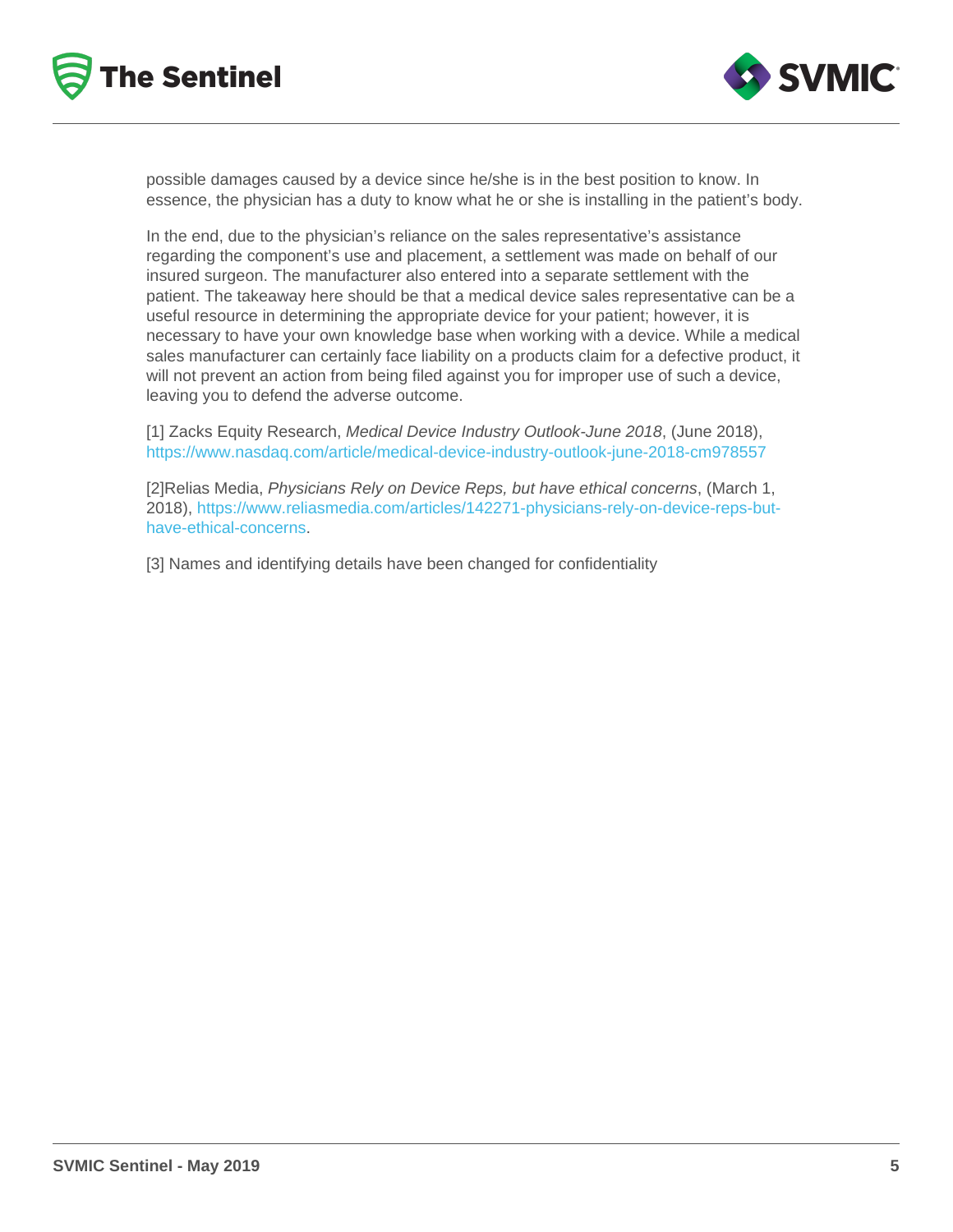possible damages caused by a device since he/she is in the best position to know. In essence, the physician has a duty to know what he or she is installing in the patient's body.

In the end, due to the physician's reliance on the sales representative's assistance regarding the component's use and placement, a settlement was made on behalf of our insured surgeon. The manufacturer also entered into a separate settlement with the patient. The takeaway here should be that a medical device sales representative can be a useful resource in determining the appropriate device for your patient; however, it is necessary to have your own knowledge base when working with a device. While a medical sales manufacturer can certainly face liability on a products claim for a defective product, it will not prevent an action from being filed against you for improper use of such a device, leaving you to defend the adverse outcome.

[1] Zacks Equity Research, *Medical Device Industry Outlook-June 2018*, (June 2018), https://www.nasdaq.com/article/medical-device-industry-outlook-june-2018-cm978557

[2]Relias Media, *Physicians Rely on Device Reps, but have ethical concerns*, (March 1, 2018), https://www.reliasmedia.com/articles/142271-physicians-rely-on-device-reps-but-have-ethical-concerns.

[3] Names and identifying details have been changed for confidentiality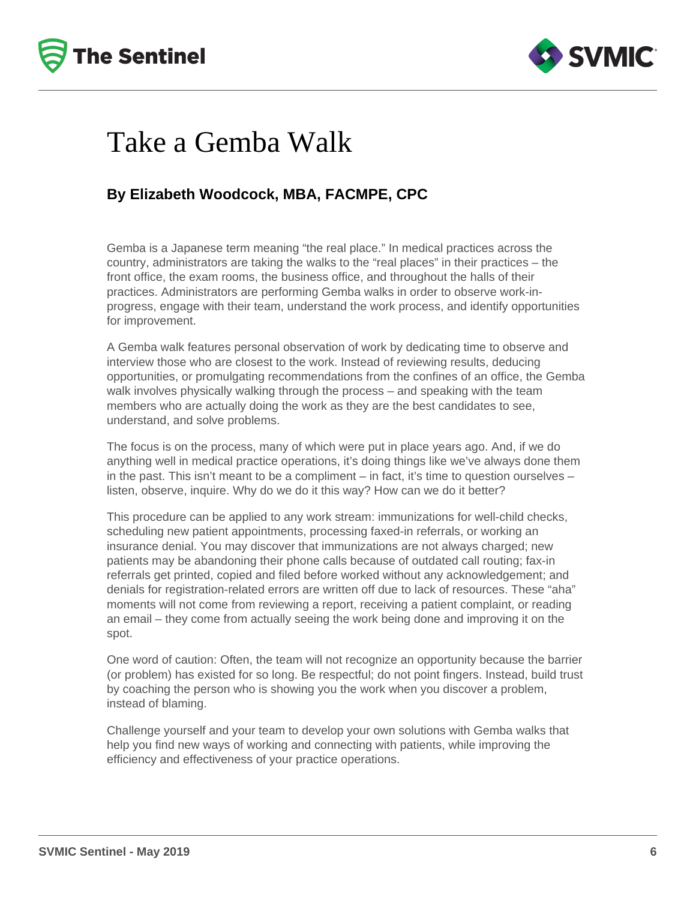# Take a Gemba Walk

### By Elizabeth Woodcock, MBA, FACMPE, CPC

Gemba is a Japanese term meaning "the real place." In medical practices across the country, administrators are taking the walks to the "real places" in their practices – the front office, the exam rooms, the business office, and throughout the halls of their practices. Administrators are performing Gemba walks in order to observe work-in-progress, engage with their team, understand the work process, and identify opportunities for improvement.

A Gemba walk features personal observation of work by dedicating time to observe and interview those who are closest to the work. Instead of reviewing results, deducing opportunities, or promulgating recommendations from the confines of an office, the Gemba walk involves physically walking through the process – and speaking with the team members who are actually doing the work as they are the best candidates to see, understand, and solve problems.

The focus is on the process, many of which were put in place years ago. And, if we do anything well in medical practice operations, it's doing things like we've always done them in the past. This isn't meant to be a compliment – in fact, it's time to question ourselves – listen, observe, inquire. Why do we do it this way? How can we do it better?

This procedure can be applied to any work stream: immunizations for well-child checks, scheduling new patient appointments, processing faxed-in referrals, or working an insurance denial. You may discover that immunizations are not always charged; new patients may be abandoning their phone calls because of outdated call routing; fax-in referrals get printed, copied and filed before worked without any acknowledgement; and denials for registration-related errors are written off due to lack of resources. These "aha" moments will not come from reviewing a report, receiving a patient complaint, or reading an email – they come from actually seeing the work being done and improving it on the spot.

One word of caution: Often, the team will not recognize an opportunity because the barrier (or problem) has existed for so long. Be respectful; do not point fingers. Instead, build trust by coaching the person who is showing you the work when you discover a problem, instead of blaming.

Challenge yourself and your team to develop your own solutions with Gemba walks that help you find new ways of working and connecting with patients, while improving the efficiency and effectiveness of your practice operations.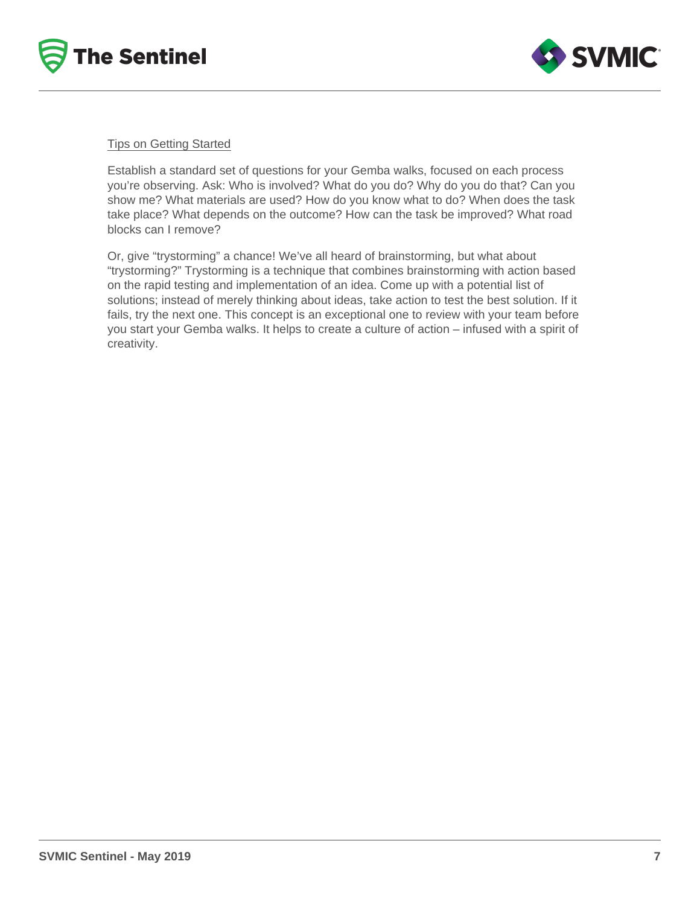<u>Tips on Getting Started</u>

Establish a standard set of questions for your Gemba walks, focused on each process you're observing. Ask: Who is involved? What do you do? Why do you do that? Can you show me? What materials are used? How do you know what to do? When does the task take place? What depends on the outcome? How can the task be improved? What road blocks can I remove?

Or, give "trystorming" a chance! We've all heard of brainstorming, but what about "trystorming?" Trystorming is a technique that combines brainstorming with action based on the rapid testing and implementation of an idea. Come up with a potential list of solutions; instead of merely thinking about ideas, take action to test the best solution. If it fails, try the next one. This concept is an exceptional one to review with your team before you start your Gemba walks. It helps to create a culture of action – infused with a spirit of creativity.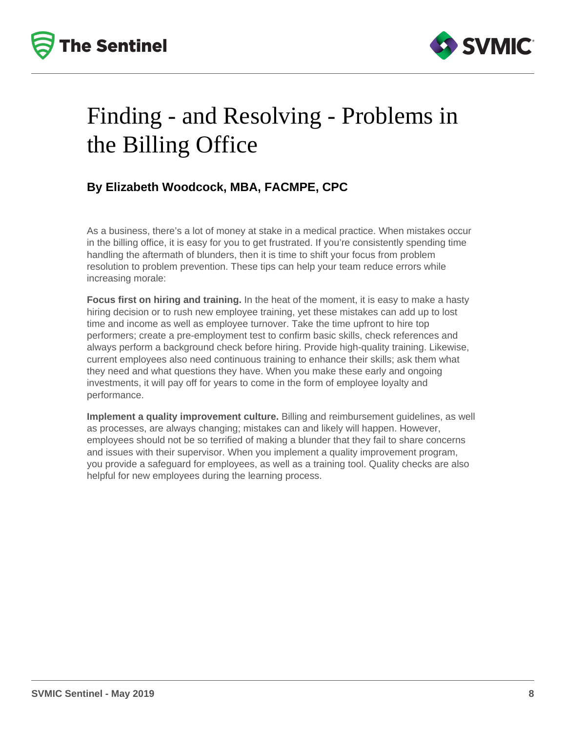# Finding - and Resolving - Problems in the Billing Office

**By Elizabeth Woodcock, MBA, FACMPE, CPC**

As a business, there's a lot of money at stake in a medical practice. When mistakes occur in the billing office, it is easy for you to get frustrated. If you're consistently spending time handling the aftermath of blunders, then it is time to shift your focus from problem resolution to problem prevention. These tips can help your team reduce errors while increasing morale:

**Focus first on hiring and training.** In the heat of the moment, it is easy to make a hasty hiring decision or to rush new employee training, yet these mistakes can add up to lost time and income as well as employee turnover. Take the time upfront to hire top performers; create a pre-employment test to confirm basic skills, check references and always perform a background check before hiring. Provide high-quality training. Likewise, current employees also need continuous training to enhance their skills; ask them what they need and what questions they have. When you make these early and ongoing investments, it will pay off for years to come in the form of employee loyalty and performance.

**Implement a quality improvement culture.** Billing and reimbursement guidelines, as well as processes, are always changing; mistakes can and likely will happen. However, employees should not be so terrified of making a blunder that they fail to share concerns and issues with their supervisor. When you implement a quality improvement program, you provide a safeguard for employees, as well as a training tool. Quality checks are also helpful for new employees during the learning process.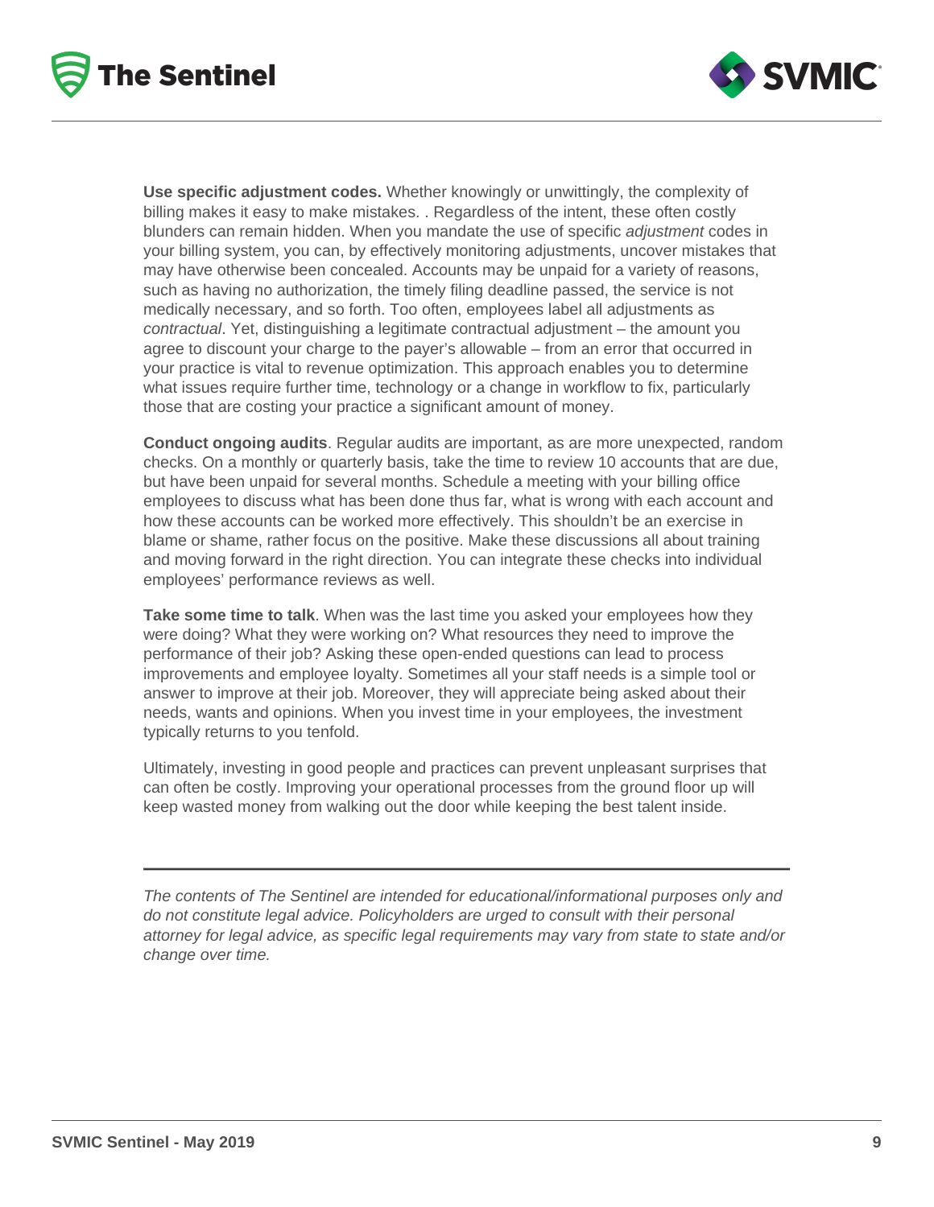**Use specific adjustment codes.** Whether knowingly or unwittingly, the complexity of billing makes it easy to make mistakes. . Regardless of the intent, these often costly blunders can remain hidden. When you mandate the use of specific *adjustment* codes in your billing system, you can, by effectively monitoring adjustments, uncover mistakes that may have otherwise been concealed. Accounts may be unpaid for a variety of reasons, such as having no authorization, the timely filing deadline passed, the service is not medically necessary, and so forth. Too often, employees label all adjustments as *contractual*. Yet, distinguishing a legitimate contractual adjustment – the amount you agree to discount your charge to the payer's allowable – from an error that occurred in your practice is vital to revenue optimization. This approach enables you to determine what issues require further time, technology or a change in workflow to fix, particularly those that are costing your practice a significant amount of money.

**Conduct ongoing audits**. Regular audits are important, as are more unexpected, random checks. On a monthly or quarterly basis, take the time to review 10 accounts that are due, but have been unpaid for several months. Schedule a meeting with your billing office employees to discuss what has been done thus far, what is wrong with each account and how these accounts can be worked more effectively. This shouldn't be an exercise in blame or shame, rather focus on the positive. Make these discussions all about training and moving forward in the right direction. You can integrate these checks into individual employees' performance reviews as well.

**Take some time to talk**. When was the last time you asked your employees how they were doing? What they were working on? What resources they need to improve the performance of their job? Asking these open-ended questions can lead to process improvements and employee loyalty. Sometimes all your staff needs is a simple tool or answer to improve at their job. Moreover, they will appreciate being asked about their needs, wants and opinions. When you invest time in your employees, the investment typically returns to you tenfold.

Ultimately, investing in good people and practices can prevent unpleasant surprises that can often be costly. Improving your operational processes from the ground floor up will keep wasted money from walking out the door while keeping the best talent inside.

---

*The contents of The Sentinel are intended for educational/informational purposes only and do not constitute legal advice. Policyholders are urged to consult with their personal attorney for legal advice, as specific legal requirements may vary from state to state and/or change over time.*